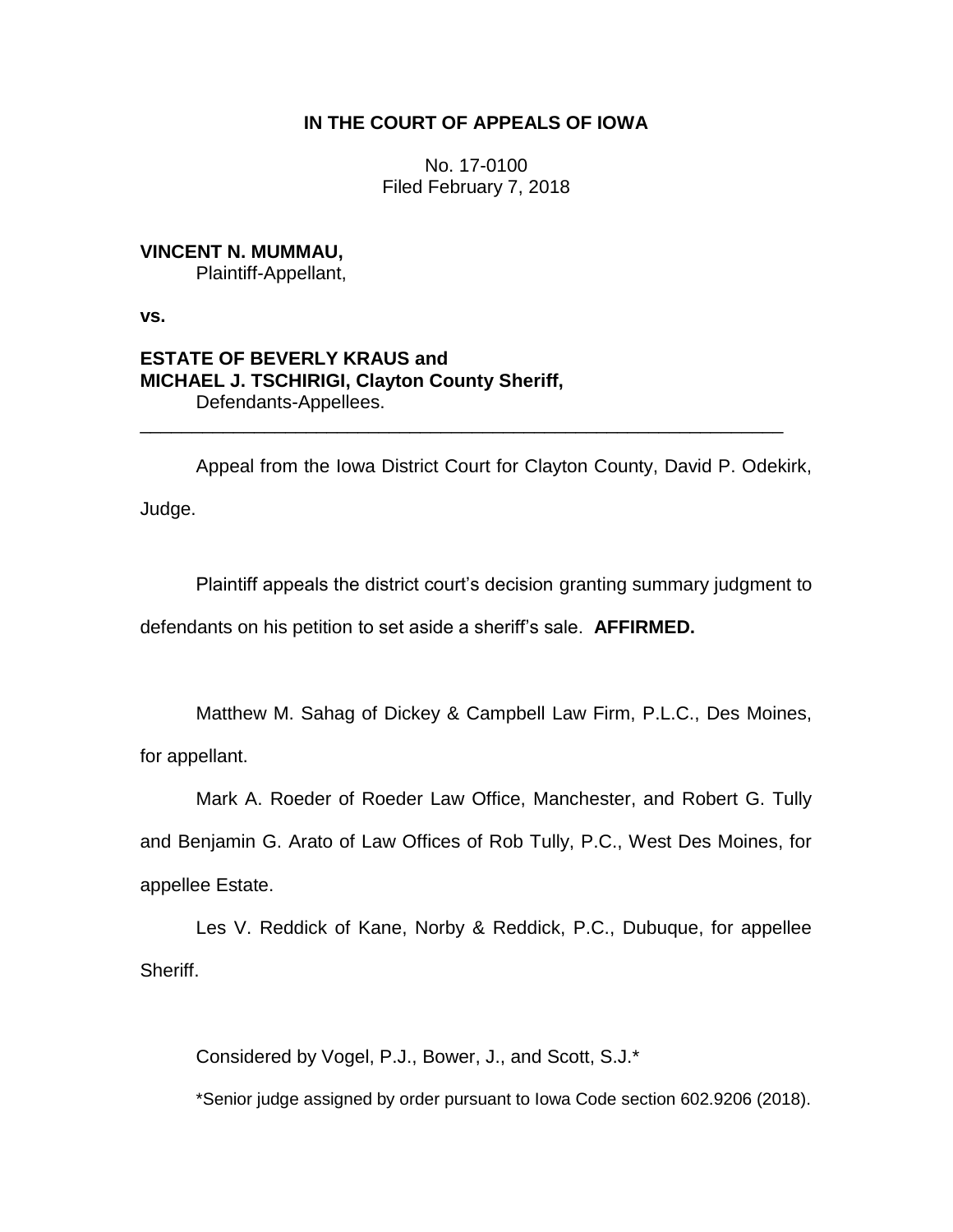**IN THE COURT OF APPEALS OF IOWA**

No. 17-0100
Filed February 7, 2018

**VINCENT N. MUMMAU,**
Plaintiff-Appellant,

**vs.**

**ESTATE OF BEVERLY KRAUS and**
**MICHAEL J. TSCHIRIGI, Clayton County Sheriff,**
Defendants-Appellees.

---

Appeal from the Iowa District Court for Clayton County, David P. Odekirk, Judge.

Plaintiff appeals the district court's decision granting summary judgment to defendants on his petition to set aside a sheriff's sale. **AFFIRMED.**

Matthew M. Sahag of Dickey & Campbell Law Firm, P.L.C., Des Moines, for appellant.

Mark A. Roeder of Roeder Law Office, Manchester, and Robert G. Tully and Benjamin G. Arato of Law Offices of Rob Tully, P.C., West Des Moines, for appellee Estate.

Les V. Reddick of Kane, Norby & Reddick, P.C., Dubuque, for appellee Sheriff.

Considered by Vogel, P.J., Bower, J., and Scott, S.J.*

*Senior judge assigned by order pursuant to Iowa Code section 602.9206 (2018).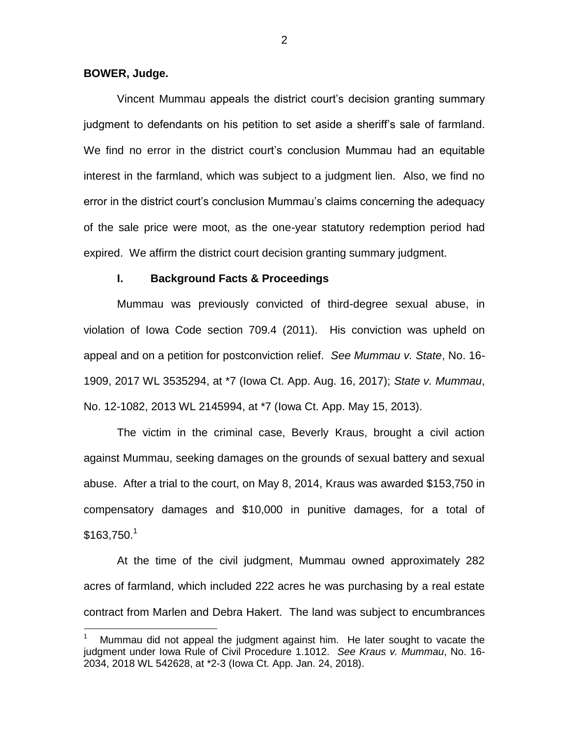**BOWER, Judge.**

Vincent Mummau appeals the district court's decision granting summary judgment to defendants on his petition to set aside a sheriff's sale of farmland. We find no error in the district court's conclusion Mummau had an equitable interest in the farmland, which was subject to a judgment lien. Also, we find no error in the district court's conclusion Mummau's claims concerning the adequacy of the sale price were moot, as the one-year statutory redemption period had expired. We affirm the district court decision granting summary judgment.

## I. Background Facts & Proceedings

Mummau was previously convicted of third-degree sexual abuse, in violation of Iowa Code section 709.4 (2011). His conviction was upheld on appeal and on a petition for postconviction relief. *See Mummau v. State*, No. 16-1909, 2017 WL 3535294, at *7 (Iowa Ct. App. Aug. 16, 2017); *State v. Mummau*, No. 12-1082, 2013 WL 2145994, at *7 (Iowa Ct. App. May 15, 2013).

The victim in the criminal case, Beverly Kraus, brought a civil action against Mummau, seeking damages on the grounds of sexual battery and sexual abuse. After a trial to the court, on May 8, 2014, Kraus was awarded $153,750 in compensatory damages and $10,000 in punitive damages, for a total of $163,750.[1]

At the time of the civil judgment, Mummau owned approximately 282 acres of farmland, which included 222 acres he was purchasing by a real estate contract from Marlen and Debra Hakert. The land was subject to encumbrances

[1] Mummau did not appeal the judgment against him. He later sought to vacate the judgment under Iowa Rule of Civil Procedure 1.1012. *See Kraus v. Mummau*, No. 16-2034, 2018 WL 542628, at *2-3 (Iowa Ct. App. Jan. 24, 2018).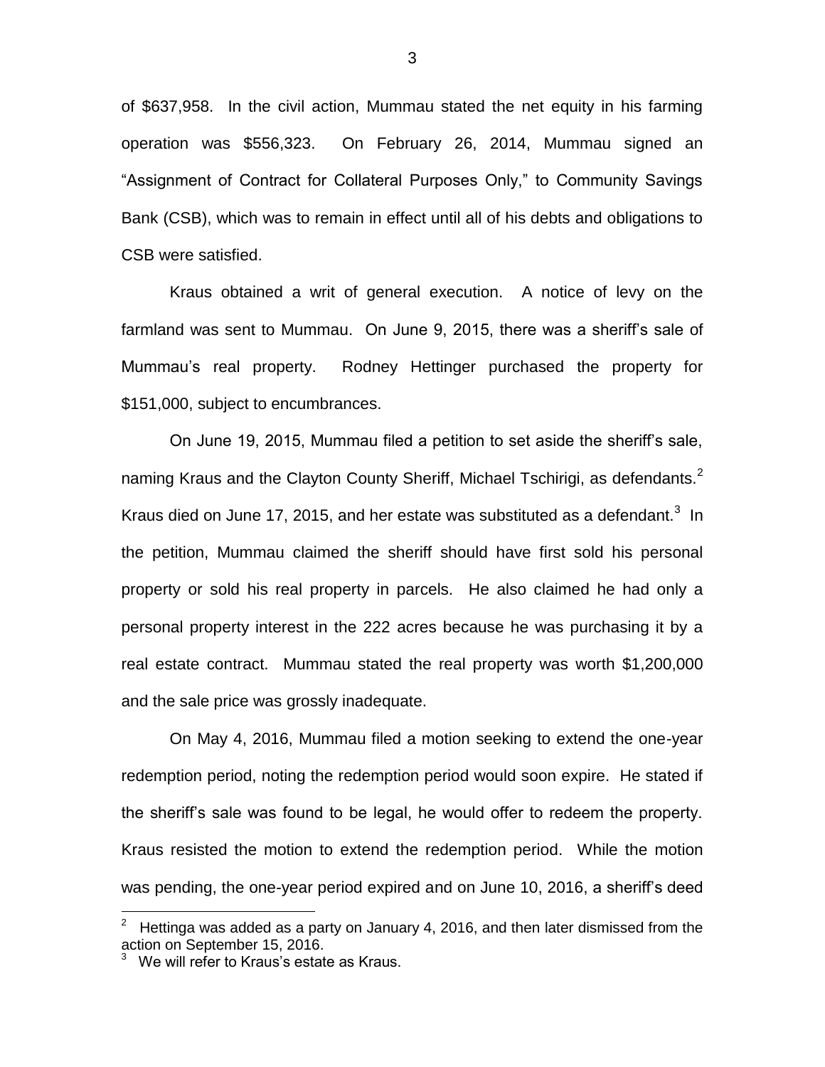of $637,958. In the civil action, Mummau stated the net equity in his farming operation was $556,323. On February 26, 2014, Mummau signed an "Assignment of Contract for Collateral Purposes Only," to Community Savings Bank (CSB), which was to remain in effect until all of his debts and obligations to CSB were satisfied.

Kraus obtained a writ of general execution. A notice of levy on the farmland was sent to Mummau. On June 9, 2015, there was a sheriff's sale of Mummau's real property. Rodney Hettinger purchased the property for $151,000, subject to encumbrances.

On June 19, 2015, Mummau filed a petition to set aside the sheriff's sale, naming Kraus and the Clayton County Sheriff, Michael Tschirigi, as defendants.[2] Kraus died on June 17, 2015, and her estate was substituted as a defendant.[3] In the petition, Mummau claimed the sheriff should have first sold his personal property or sold his real property in parcels. He also claimed he had only a personal property interest in the 222 acres because he was purchasing it by a real estate contract. Mummau stated the real property was worth $1,200,000 and the sale price was grossly inadequate.

On May 4, 2016, Mummau filed a motion seeking to extend the one-year redemption period, noting the redemption period would soon expire. He stated if the sheriff's sale was found to be legal, he would offer to redeem the property. Kraus resisted the motion to extend the redemption period. While the motion was pending, the one-year period expired and on June 10, 2016, a sheriff's deed

---

[2] Hettinga was added as a party on January 4, 2016, and then later dismissed from the action on September 15, 2016.

[3] We will refer to Kraus's estate as Kraus.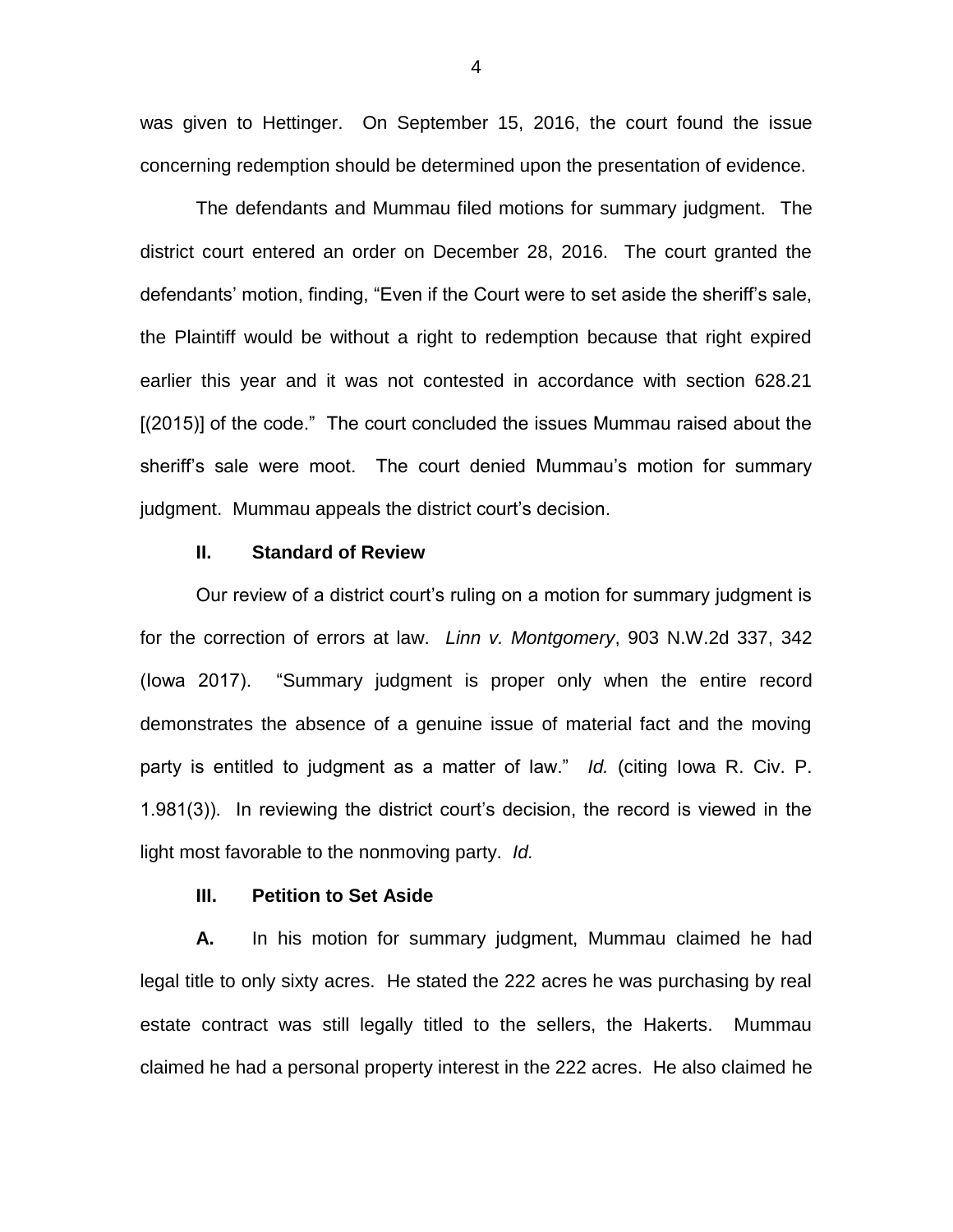was given to Hettinger. On September 15, 2016, the court found the issue concerning redemption should be determined upon the presentation of evidence.

The defendants and Mummau filed motions for summary judgment. The district court entered an order on December 28, 2016. The court granted the defendants' motion, finding, "Even if the Court were to set aside the sheriff's sale, the Plaintiff would be without a right to redemption because that right expired earlier this year and it was not contested in accordance with section 628.21 [(2015)] of the code." The court concluded the issues Mummau raised about the sheriff's sale were moot. The court denied Mummau's motion for summary judgment. Mummau appeals the district court's decision.

## II. Standard of Review

Our review of a district court's ruling on a motion for summary judgment is for the correction of errors at law. *Linn v. Montgomery*, 903 N.W.2d 337, 342 (Iowa 2017). "Summary judgment is proper only when the entire record demonstrates the absence of a genuine issue of material fact and the moving party is entitled to judgment as a matter of law." *Id.* (citing Iowa R. Civ. P. 1.981(3)). In reviewing the district court's decision, the record is viewed in the light most favorable to the nonmoving party. *Id.*

## III. Petition to Set Aside

**A.** In his motion for summary judgment, Mummau claimed he had legal title to only sixty acres. He stated the 222 acres he was purchasing by real estate contract was still legally titled to the sellers, the Hakerts. Mummau claimed he had a personal property interest in the 222 acres. He also claimed he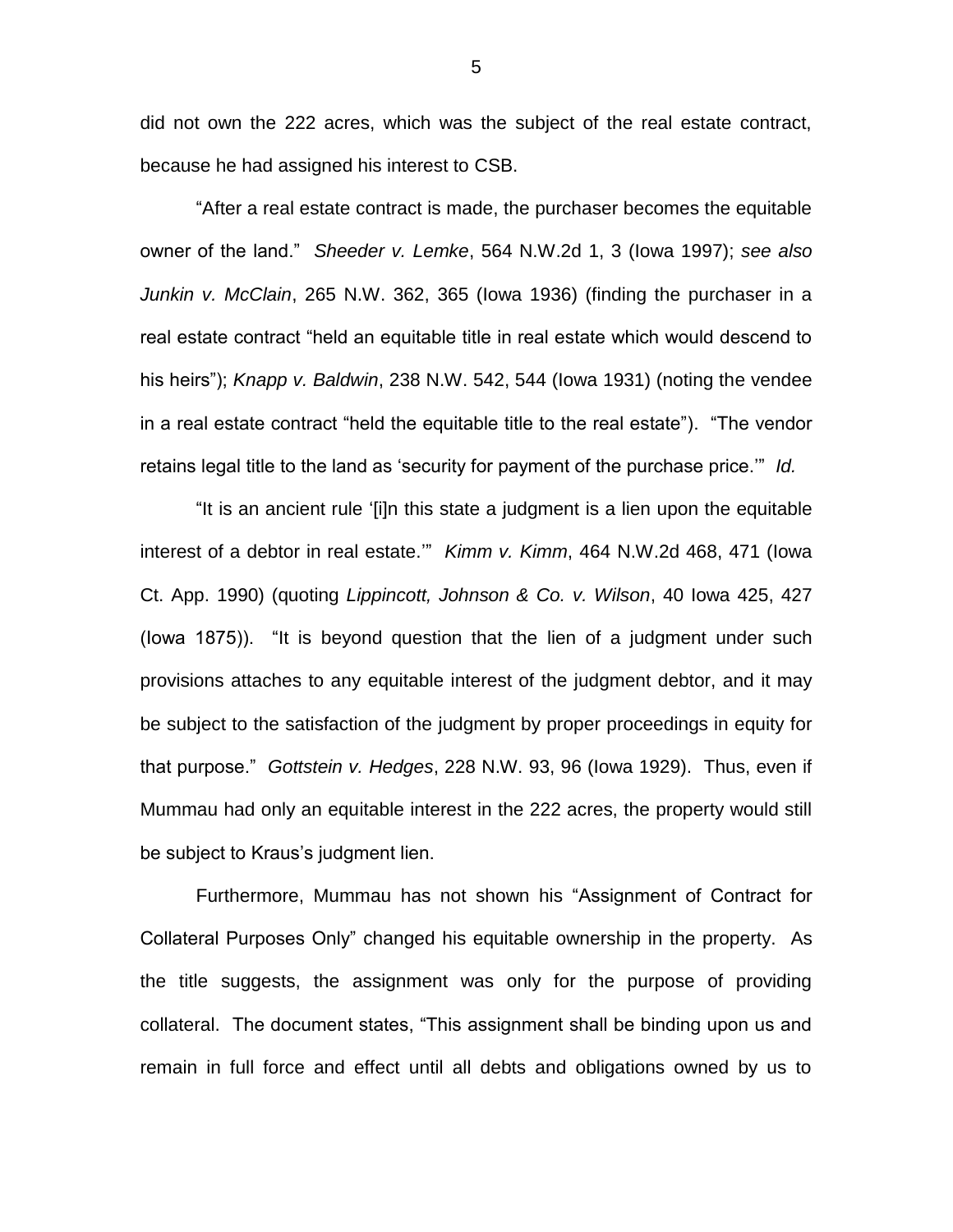did not own the 222 acres, which was the subject of the real estate contract, because he had assigned his interest to CSB.

"After a real estate contract is made, the purchaser becomes the equitable owner of the land." *Sheeder v. Lemke*, 564 N.W.2d 1, 3 (Iowa 1997); *see also Junkin v. McClain*, 265 N.W. 362, 365 (Iowa 1936) (finding the purchaser in a real estate contract "held an equitable title in real estate which would descend to his heirs"); *Knapp v. Baldwin*, 238 N.W. 542, 544 (Iowa 1931) (noting the vendee in a real estate contract "held the equitable title to the real estate"). "The vendor retains legal title to the land as 'security for payment of the purchase price.'" *Id.*

"It is an ancient rule '[i]n this state a judgment is a lien upon the equitable interest of a debtor in real estate.'" *Kimm v. Kimm*, 464 N.W.2d 468, 471 (Iowa Ct. App. 1990) (quoting *Lippincott, Johnson & Co. v. Wilson*, 40 Iowa 425, 427 (Iowa 1875)). "It is beyond question that the lien of a judgment under such provisions attaches to any equitable interest of the judgment debtor, and it may be subject to the satisfaction of the judgment by proper proceedings in equity for that purpose." *Gottstein v. Hedges*, 228 N.W. 93, 96 (Iowa 1929). Thus, even if Mummau had only an equitable interest in the 222 acres, the property would still be subject to Kraus's judgment lien.

Furthermore, Mummau has not shown his "Assignment of Contract for Collateral Purposes Only" changed his equitable ownership in the property. As the title suggests, the assignment was only for the purpose of providing collateral. The document states, "This assignment shall be binding upon us and remain in full force and effect until all debts and obligations owned by us to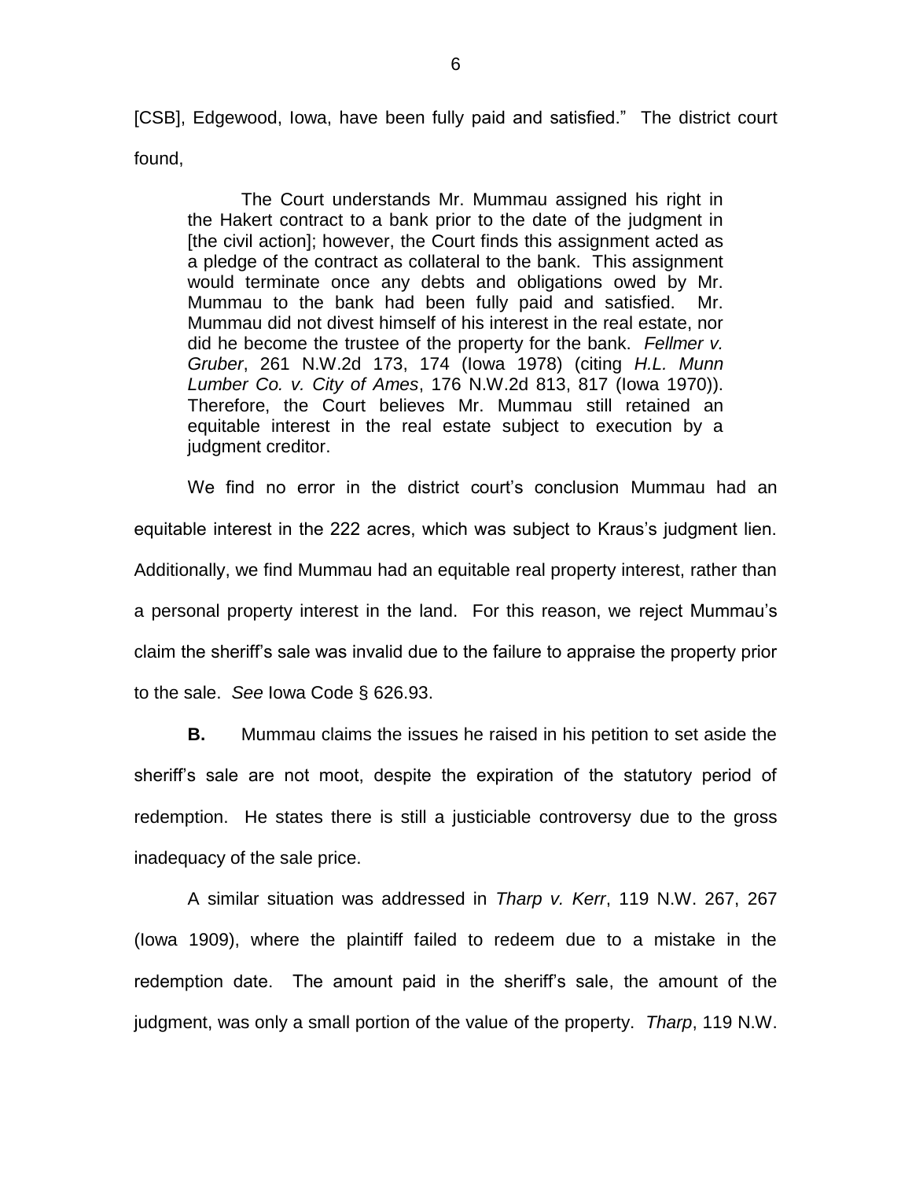[CSB], Edgewood, Iowa, have been fully paid and satisfied." The district court found,

> The Court understands Mr. Mummau assigned his right in the Hakert contract to a bank prior to the date of the judgment in [the civil action]; however, the Court finds this assignment acted as a pledge of the contract as collateral to the bank. This assignment would terminate once any debts and obligations owed by Mr. Mummau to the bank had been fully paid and satisfied. Mr. Mummau did not divest himself of his interest in the real estate, nor did he become the trustee of the property for the bank. *Fellmer v. Gruber*, 261 N.W.2d 173, 174 (Iowa 1978) (citing *H.L. Munn Lumber Co. v. City of Ames*, 176 N.W.2d 813, 817 (Iowa 1970)). Therefore, the Court believes Mr. Mummau still retained an equitable interest in the real estate subject to execution by a judgment creditor.

We find no error in the district court's conclusion Mummau had an equitable interest in the 222 acres, which was subject to Kraus's judgment lien. Additionally, we find Mummau had an equitable real property interest, rather than a personal property interest in the land. For this reason, we reject Mummau's claim the sheriff's sale was invalid due to the failure to appraise the property prior to the sale. *See* Iowa Code § 626.93.

**B.** Mummau claims the issues he raised in his petition to set aside the sheriff's sale are not moot, despite the expiration of the statutory period of redemption. He states there is still a justiciable controversy due to the gross inadequacy of the sale price.

A similar situation was addressed in *Tharp v. Kerr*, 119 N.W. 267, 267 (Iowa 1909), where the plaintiff failed to redeem due to a mistake in the redemption date. The amount paid in the sheriff's sale, the amount of the judgment, was only a small portion of the value of the property. *Tharp*, 119 N.W.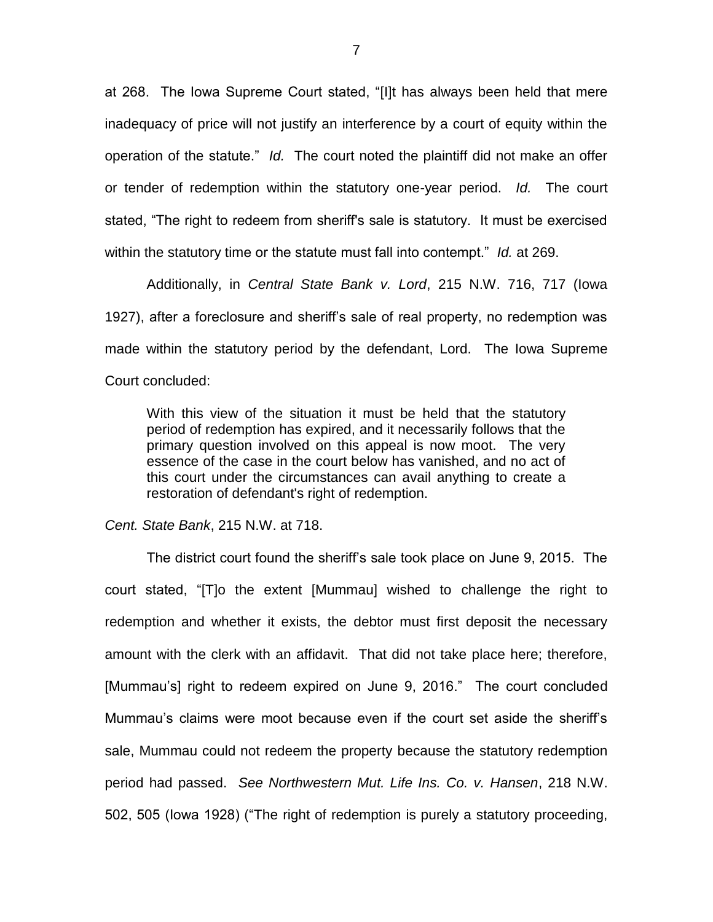at 268. The Iowa Supreme Court stated, "[I]t has always been held that mere inadequacy of price will not justify an interference by a court of equity within the operation of the statute." *Id.* The court noted the plaintiff did not make an offer or tender of redemption within the statutory one-year period. *Id.* The court stated, "The right to redeem from sheriff's sale is statutory. It must be exercised within the statutory time or the statute must fall into contempt." *Id.* at 269.

Additionally, in *Central State Bank v. Lord*, 215 N.W. 716, 717 (Iowa 1927), after a foreclosure and sheriff's sale of real property, no redemption was made within the statutory period by the defendant, Lord. The Iowa Supreme Court concluded:

> With this view of the situation it must be held that the statutory period of redemption has expired, and it necessarily follows that the primary question involved on this appeal is now moot. The very essence of the case in the court below has vanished, and no act of this court under the circumstances can avail anything to create a restoration of defendant's right of redemption.

*Cent. State Bank*, 215 N.W. at 718.

The district court found the sheriff's sale took place on June 9, 2015. The court stated, "[T]o the extent [Mummau] wished to challenge the right to redemption and whether it exists, the debtor must first deposit the necessary amount with the clerk with an affidavit. That did not take place here; therefore, [Mummau's] right to redeem expired on June 9, 2016." The court concluded Mummau's claims were moot because even if the court set aside the sheriff's sale, Mummau could not redeem the property because the statutory redemption period had passed. *See Northwestern Mut. Life Ins. Co. v. Hansen*, 218 N.W. 502, 505 (Iowa 1928) ("The right of redemption is purely a statutory proceeding,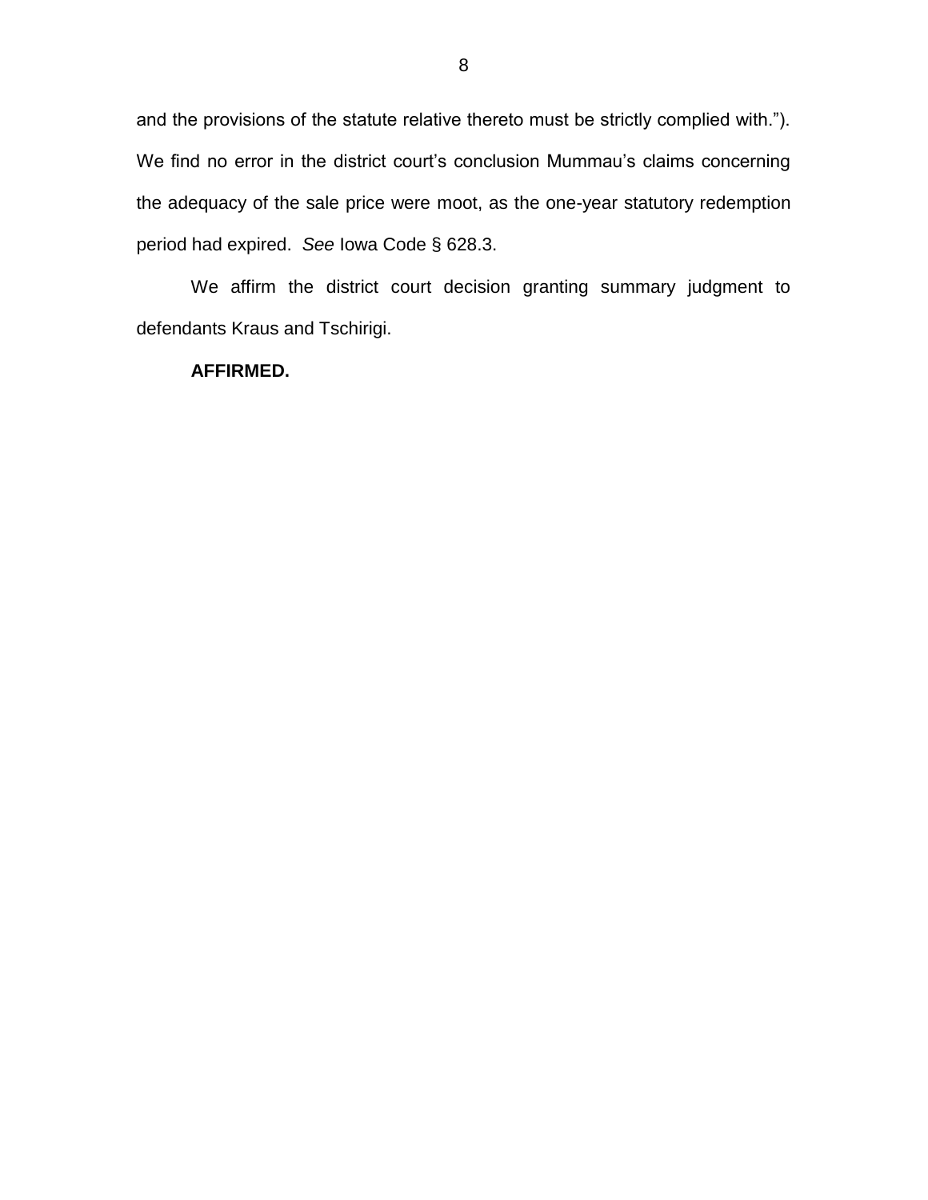and the provisions of the statute relative thereto must be strictly complied with."). We find no error in the district court's conclusion Mummau's claims concerning the adequacy of the sale price were moot, as the one-year statutory redemption period had expired. *See* Iowa Code § 628.3.

We affirm the district court decision granting summary judgment to defendants Kraus and Tschirigi.

**AFFIRMED.**